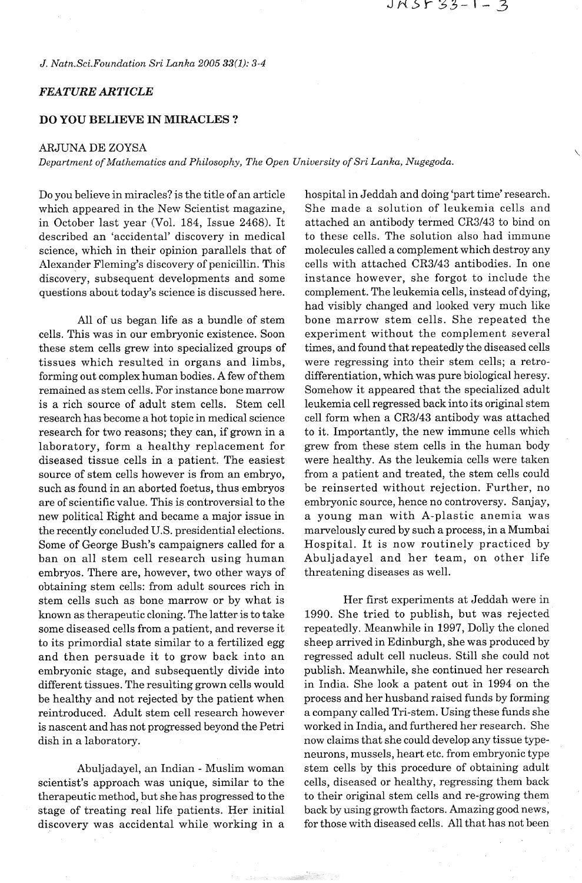## FEATURE ARTICLE

# DO YOU BELIEVE IN MIRACLES ?

ARJUNA DE ZOYSA

*Department of Mathematics and Philosophy, The Open University of Sri Lanka, Nugegoda.*

Do you believe in miracles? is the title of an article which appeared in the New Scientist magazine, in October last year (Vol. 184, Issue 2468). It described an 'accidental' discovery in medical science, which in their opinion parallels that of Alexander Fleming's discovery of penicillin. This discovery, subsequent developments and some questions about today's science is discussed here.

All of us began life as a bundle of stem cells. This was in our embryonic existence. Soon these stem cells grew into specialized groups of tissues which resulted in organs and limbs, forming out complex human bodies. A few of them remained as stem cells. For instance bone marrow is a rich source of adult stem cells. Stem cell research has become a hot topic in medical science research for two reasons; they can, if grown in a laboratory, form a healthy replacement for diseased tissue cells in a patient. The easiest source of stem cells however is from an embryo, such as found in an aborted foetus, thus embryos are of scientific value. This is controversial to the new political Right and became a major issue in the recently concluded U.S. presidential elections. Some of George Bush's campaigners called for a ban on all stem cell research using human embryos. There are, however, two other ways of obtaining stem cells: from adult sources rich in stem cells such as bone marrow or by what is known as therapeutic cloning. The latter is to take some diseased cells from a patient, and reverse it to its primordial state similar to a fertilized egg and then persuade it to grow back into an embryonic stage, and subsequently divide into different tissues. The resulting grown cells would be healthy and not rejected by the patient when reintroduced. Adult stem cell research however is nascent and has not progressed beyond the Petri dish in a laboratory.

Abuljadayel, an Indian - Muslim woman scientist's approach was unique, similar to the therapeutic method, but she has progressed to the stage of treating real life patients. Her initial discovery was accidental while working in a hospital in Jeddah and doing 'part time' research. She made a solution of leukemia cells and attached an antibody termed CR3/43 to bind on to these cells. The solution also had immune molecules called a complement which destroy any cells with attached CR3/43 antibodies. In one instance however, she forgot to include the complement. The leukemia cells, instead of dying, had visibly changed and looked very much like bone marrow stem cells. She repeated the experiment without the complement several times, and found that repeatedly the diseased cells were regressing into their stem cells; a retro-differentiation, which was pure biological heresy. Somehow it appeared that the specialized adult leukemia cell regressed back into its original stem cell form when a CR3/43 antibody was attached to it. Importantly, the new immune cells which grew from these stem cells in the human body were healthy. As the leukemia cells were taken from a patient and treated, the stem cells could be reinserted without rejection. Further, no embryonic source, hence no controversy. Sanjay, a young man with A-plastic anemia was marvelously cured by such a process, in a Mumbai Hospital. It is now routinely practiced by Abuljadayel and her team, on other life threatening diseases as well.

Her first experiments at Jeddah were in 1990. She tried to publish, but was rejected repeatedly. Meanwhile in 1997, Dolly the cloned sheep arrived in Edinburgh, she was produced by regressed adult cell nucleus. Still she could not publish. Meanwhile, she continued her research in India. She look a patent out in 1994 on the process and her husband raised funds by forming a company called Tri-stem. Using these funds she worked in India, and furthered her research. She now claims that she could develop any tissue type-neurons, mussels, heart etc. from embryonic type stem cells by this procedure of obtaining adult cells, diseased or healthy, regressing them back to their original stem cells and re-growing them back by using growth factors. Amazing good news, for those with diseased cells. All that has not been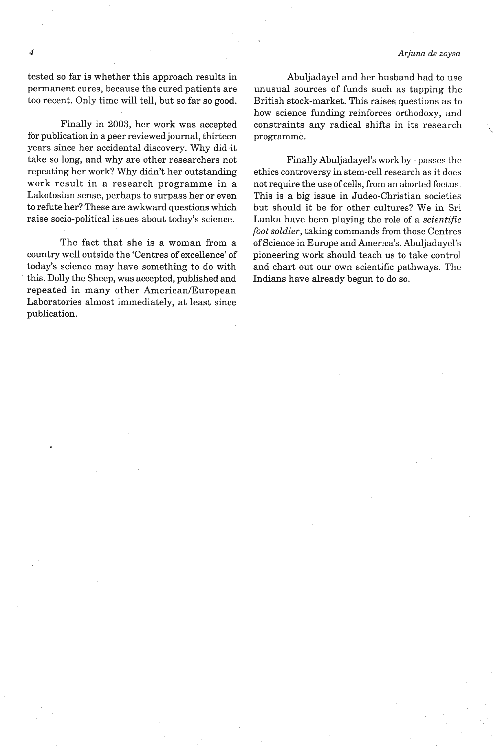tested so far is whether this approach results in permanent cures, because the cured patients are too recent. Only time will tell, but so far so good.

Finally in 2003, her work was accepted for publication in a peer reviewed journal, thirteen years since her accidental discovery. Why did it take so long, and why are other researchers not repeating her work? Why didn't her outstanding work result in a research programme in a Lakotosian sense, perhaps to surpass her or even to refute her? These are awkward questions which raise socio-political issues about today's science.

The fact that she is a woman from a country well outside the 'Centres of excellence' of today's science may have something to do with this. Dolly the Sheep, was accepted, published and repeated in many other American/European Laboratories almost immediately, at least since publication.

Abuljadayel and her husband had to use unusual sources of funds such as tapping the British stock-market. This raises questions as to how science funding reinforces orthodoxy, and constraints any radical shifts in its research programme.

Finally Abuljadayel's work by-passes the ethics controversy in stem-cell research as it does not require the use of cells, from an aborted foetus. This is a big issue in Judeo-Christian societies but should it be for other cultures? We in Sri Lanka have been playing the role of a *scientific foot soldier*, taking commands from those Centres of Science in Europe and America's. Abuljadayel's pioneering work should teach us to take control and chart out our own scientific pathways. The Indians have already begun to do so.